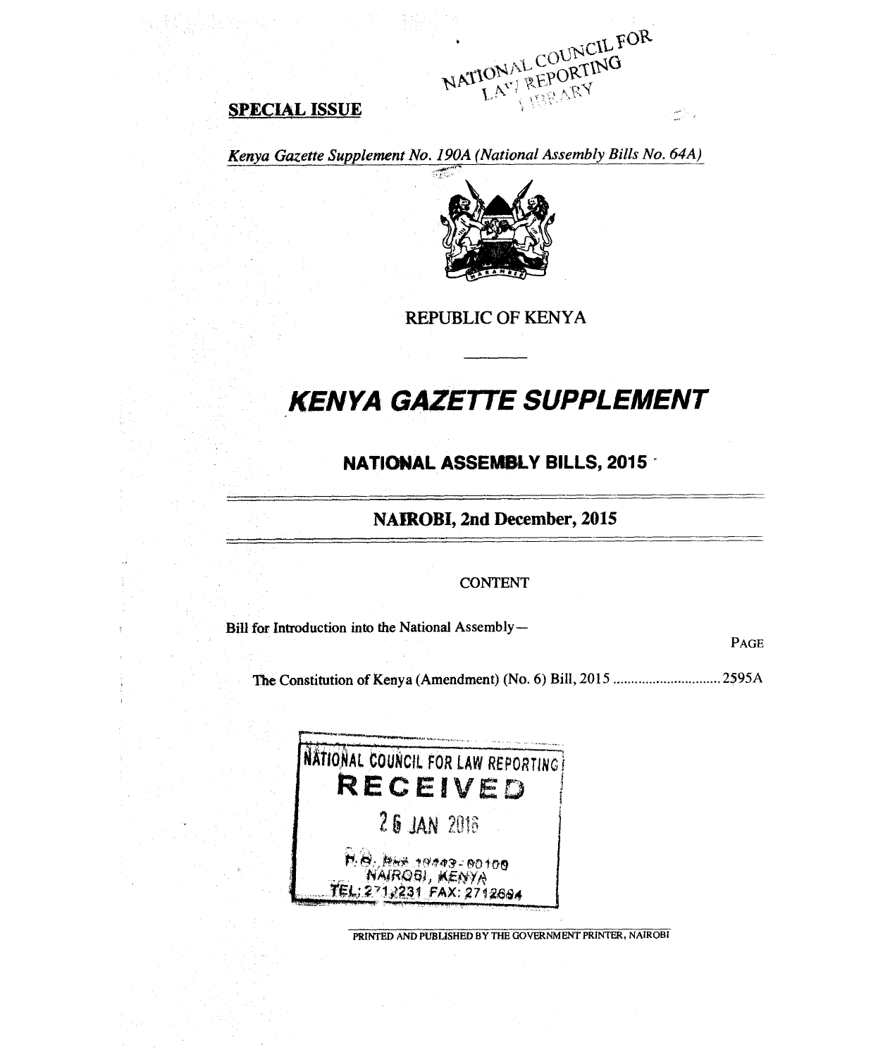**SPECIAL ISSUE**

*Kenya Gazette Supplement No. 190A (National Assembly Bills No. 64A)*

REPUBLIC OF KENYA

# *KENYA GAZETTE SUPPLEMENT*

## NATIONAL ASSEMBLY BILLS, 2015

### NAIROBI, 2nd December, 2015

CONTENT

Bill for Introduction into the National Assembly—

| | PAGE |
|---|---|
| The Constitution of Kenya (Amendment) (No. 6) Bill, 2015 | 2595A |

PRINTED AND PUBLISHED BY THE GOVERNMENT PRINTER, NAIROBI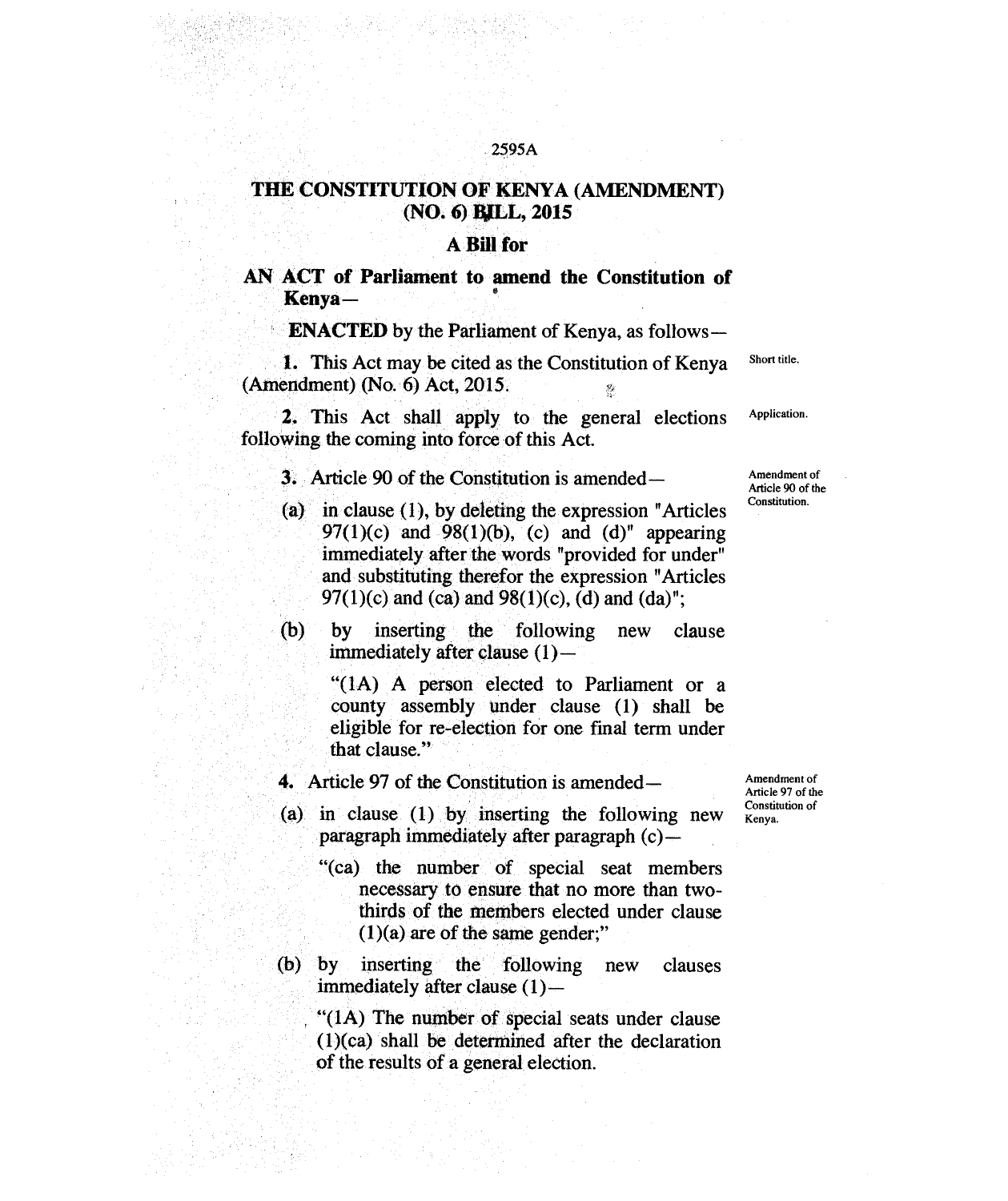# THE CONSTITUTION OF KENYA (AMENDMENT) (NO. 6) BILL, 2015

## A Bill for

## AN ACT of Parliament to amend the Constitution of Kenya—

**ENACTED** by the Parliament of Kenya, as follows—

**1.** This Act may be cited as the Constitution of Kenya (Amendment) (No. 6) Act, 2015. *Short title.*

**2.** This Act shall apply to the general elections following the coming into force of this Act. *Application.*

**3.** Article 90 of the Constitution is amended— *Amendment of Article 90 of the Constitution.*

(a) in clause (1), by deleting the expression "Articles 97(1)(c) and 98(1)(b), (c) and (d)" appearing immediately after the words "provided for under" and substituting therefor the expression "Articles 97(1)(c) and (ca) and 98(1)(c), (d) and (da)";

(b) by inserting the following new clause immediately after clause (1)—

> "(1A) A person elected to Parliament or a county assembly under clause (1) shall be eligible for re-election for one final term under that clause."

**4.** Article 97 of the Constitution is amended— *Amendment of Article 97 of the Constitution of Kenya.*

(a) in clause (1) by inserting the following new paragraph immediately after paragraph (c)—

> "(ca) the number of special seat members necessary to ensure that no more than two-thirds of the members elected under clause (1)(a) are of the same gender;"

(b) by inserting the following new clauses immediately after clause (1)—

> "(1A) The number of special seats under clause (1)(ca) shall be determined after the declaration of the results of a general election.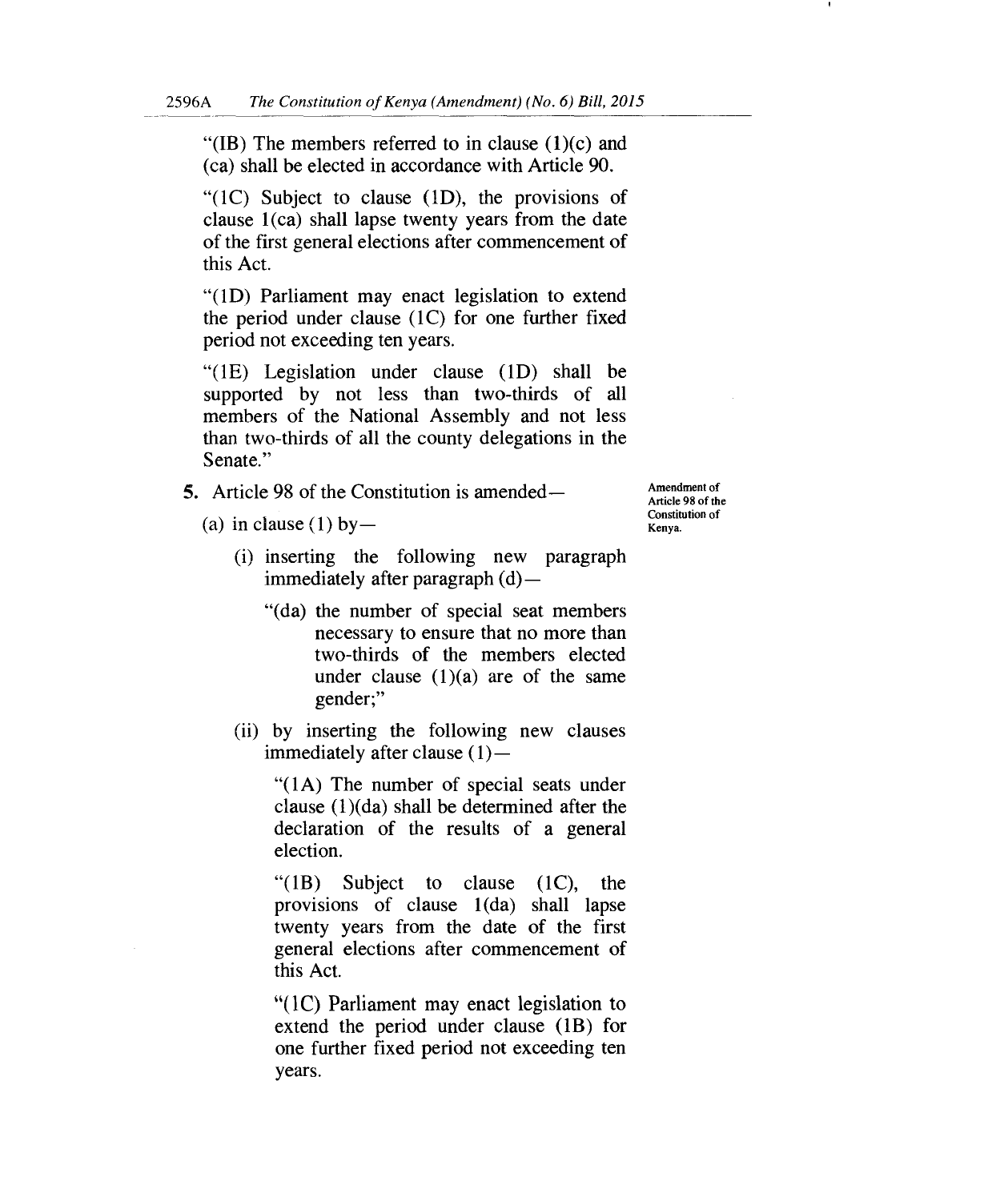"(1B) The members referred to in clause (1)(c) and (ca) shall be elected in accordance with Article 90.

"(1C) Subject to clause (1D), the provisions of clause 1(ca) shall lapse twenty years from the date of the first general elections after commencement of this Act.

"(1D) Parliament may enact legislation to extend the period under clause (1C) for one further fixed period not exceeding ten years.

"(1E) Legislation under clause (1D) shall be supported by not less than two-thirds of all members of the National Assembly and not less than two-thirds of all the county delegations in the Senate."

**5.** Article 98 of the Constitution is amended—

*Amendment of Article 98 of the Constitution of Kenya.*

(a) in clause (1) by—

(i) inserting the following new paragraph immediately after paragraph (d)—

"(da) the number of special seat members necessary to ensure that no more than two-thirds of the members elected under clause (1)(a) are of the same gender;"

(ii) by inserting the following new clauses immediately after clause (1)—

"(1A) The number of special seats under clause (1)(da) shall be determined after the declaration of the results of a general election.

"(1B) Subject to clause (1C), the provisions of clause 1(da) shall lapse twenty years from the date of the first general elections after commencement of this Act.

"(1C) Parliament may enact legislation to extend the period under clause (1B) for one further fixed period not exceeding ten years.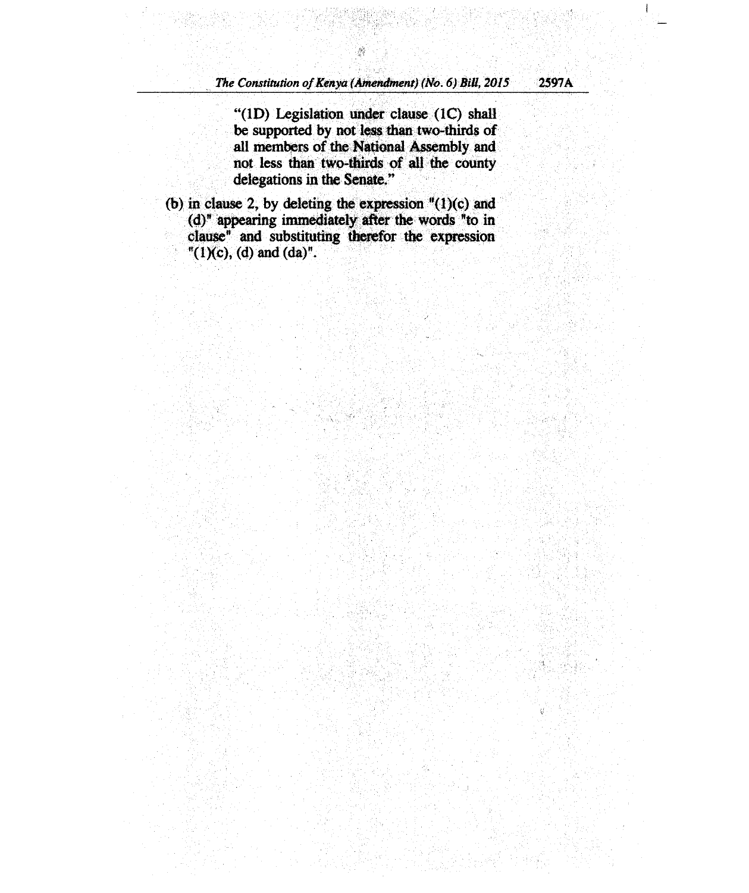"(1D) Legislation under clause (1C) shall be supported by not less than two-thirds of all members of the National Assembly and not less than two-thirds of all the county delegations in the Senate."

(b) in clause 2, by deleting the expression "(1)(c) and (d)" appearing immediately after the words "to in clause" and substituting therefor the expression "(1)(c), (d) and (da)".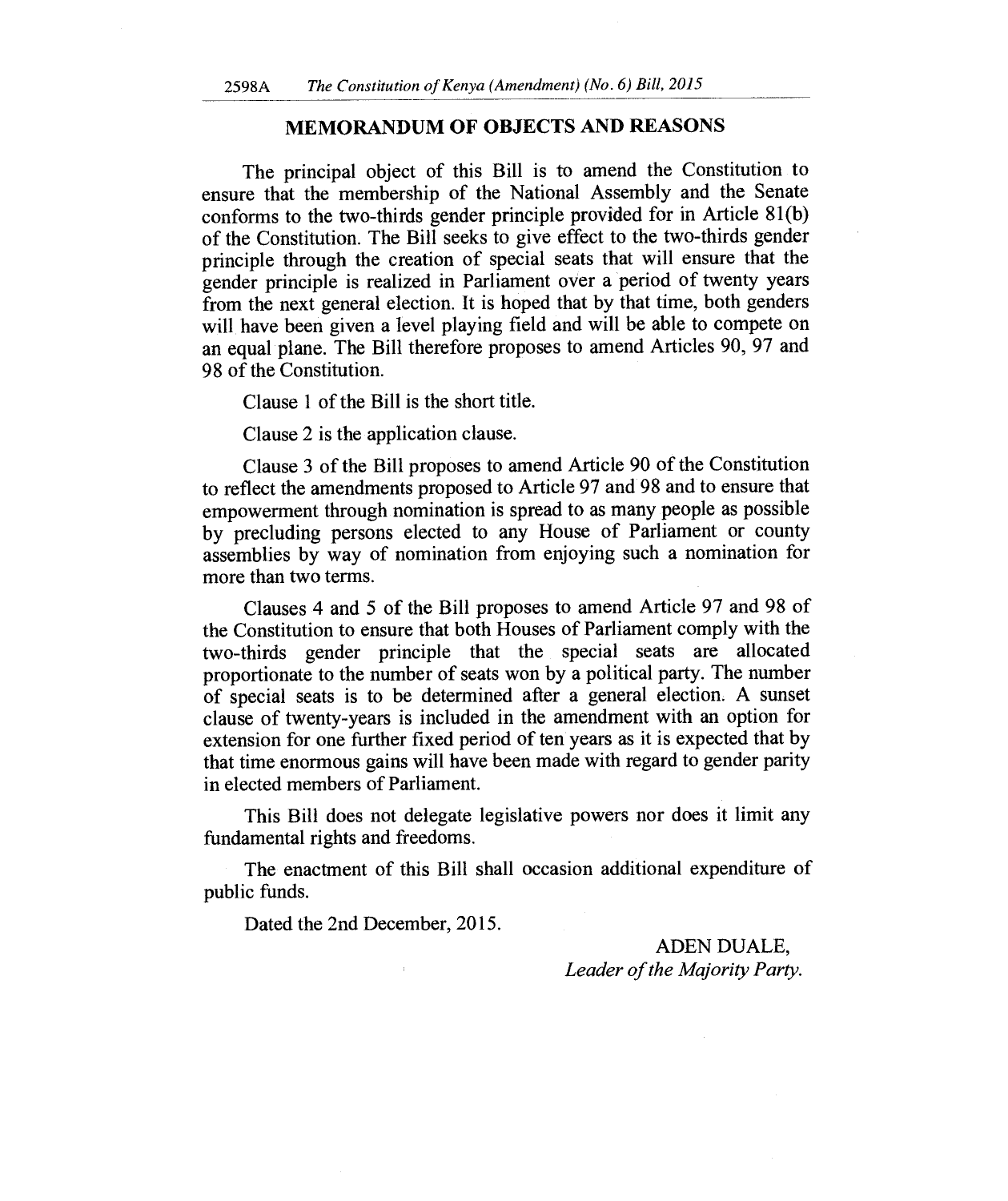## MEMORANDUM OF OBJECTS AND REASONS

The principal object of this Bill is to amend the Constitution to ensure that the membership of the National Assembly and the Senate conforms to the two-thirds gender principle provided for in Article 81(b) of the Constitution. The Bill seeks to give effect to the two-thirds gender principle through the creation of special seats that will ensure that the gender principle is realized in Parliament over a period of twenty years from the next general election. It is hoped that by that time, both genders will have been given a level playing field and will be able to compete on an equal plane. The Bill therefore proposes to amend Articles 90, 97 and 98 of the Constitution.

Clause 1 of the Bill is the short title.

Clause 2 is the application clause.

Clause 3 of the Bill proposes to amend Article 90 of the Constitution to reflect the amendments proposed to Article 97 and 98 and to ensure that empowerment through nomination is spread to as many people as possible by precluding persons elected to any House of Parliament or county assemblies by way of nomination from enjoying such a nomination for more than two terms.

Clauses 4 and 5 of the Bill proposes to amend Article 97 and 98 of the Constitution to ensure that both Houses of Parliament comply with the two-thirds gender principle that the special seats are allocated proportionate to the number of seats won by a political party. The number of special seats is to be determined after a general election. A sunset clause of twenty-years is included in the amendment with an option for extension for one further fixed period of ten years as it is expected that by that time enormous gains will have been made with regard to gender parity in elected members of Parliament.

This Bill does not delegate legislative powers nor does it limit any fundamental rights and freedoms.

The enactment of this Bill shall occasion additional expenditure of public funds.

Dated the 2nd December, 2015.

ADEN DUALE,
*Leader of the Majority Party.*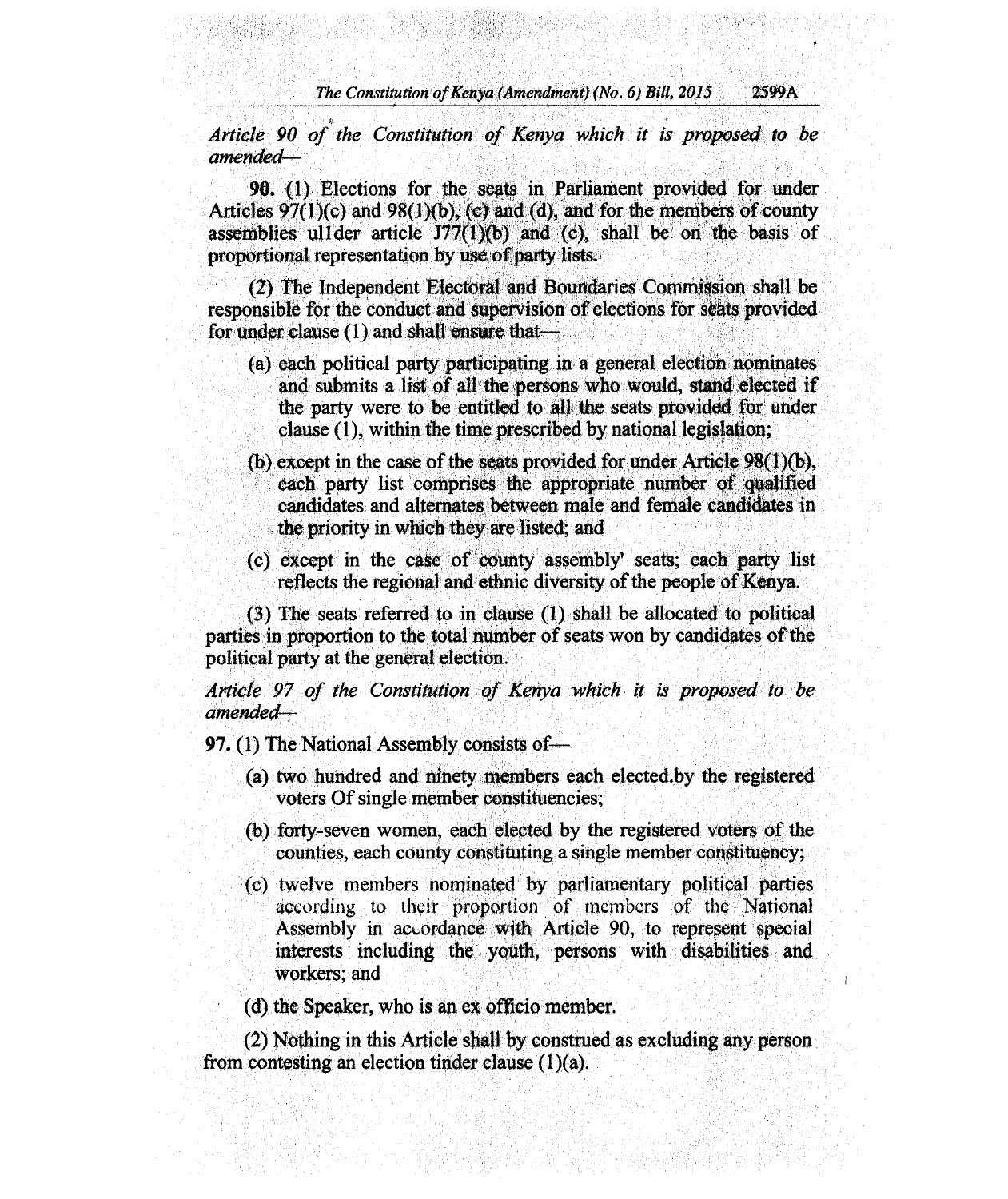*Article 90 of the Constitution of Kenya which it is proposed to be amended—*

**90.** (1) Elections for the seats in Parliament provided for under Articles 97(1)(c) and 98(1)(b), (c) and (d), and for the members of county assemblies ul1der article J77(1)(b) and (c), shall be on the basis of proportional representation by use of party lists.

(2) The Independent Electoral and Boundaries Commission shall be responsible for the conduct and supervision of elections for seats provided for under clause (1) and shall ensure that—

(a) each political party participating in a general election nominates and submits a list of all the persons who would, stand elected if the party were to be entitled to all the seats provided for under clause (1), within the time prescribed by national legislation;

(b) except in the case of the seats provided for under Article 98(1)(b), each party list comprises the appropriate number of qualified candidates and alternates between male and female candidates in the priority in which they are listed; and

(c) except in the case of county assembly' seats; each party list reflects the regional and ethnic diversity of the people of Kenya.

(3) The seats referred to in clause (1) shall be allocated to political parties in proportion to the total number of seats won by candidates of the political party at the general election.

*Article 97 of the Constitution of Kenya which it is proposed to be amended—*

**97.** (1) The National Assembly consists of—

(a) two hundred and ninety members each elected.by the registered voters Of single member constituencies;

(b) forty-seven women, each elected by the registered voters of the counties, each county constituting a single member constituency;

(c) twelve members nominated by parliamentary political parties according to their proportion of members of the National Assembly in accordance with Article 90, to represent special interests including the youth, persons with disabilities and workers; and

(d) the Speaker, who is an ex officio member.

(2) Nothing in this Article shall by construed as excluding any person from contesting an election tinder clause (1)(a).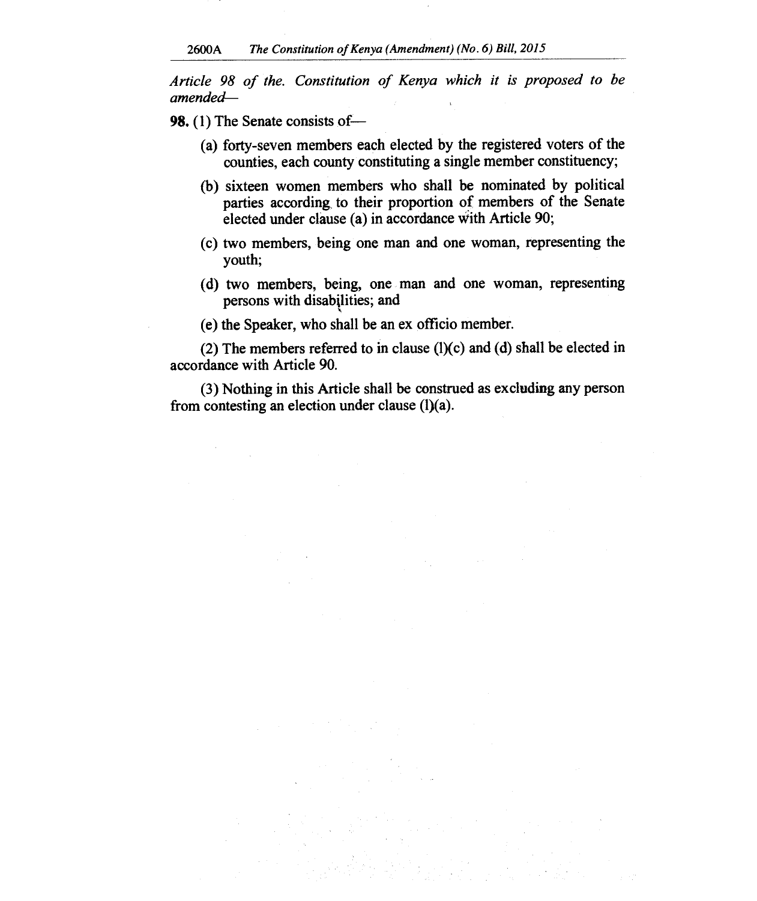*Article 98 of the. Constitution of Kenya which it is proposed to be amended—*

**98.** (1) The Senate consists of—

(a) forty-seven members each elected by the registered voters of the counties, each county constituting a single member constituency;

(b) sixteen women members who shall be nominated by political parties according to their proportion of members of the Senate elected under clause (a) in accordance with Article 90;

(c) two members, being one man and one woman, representing the youth;

(d) two members, being, one man and one woman, representing persons with disabilities; and

(e) the Speaker, who shall be an ex officio member.

(2) The members referred to in clause (l)(c) and (d) shall be elected in accordance with Article 90.

(3) Nothing in this Article shall be construed as excluding any person from contesting an election under clause (l)(a).